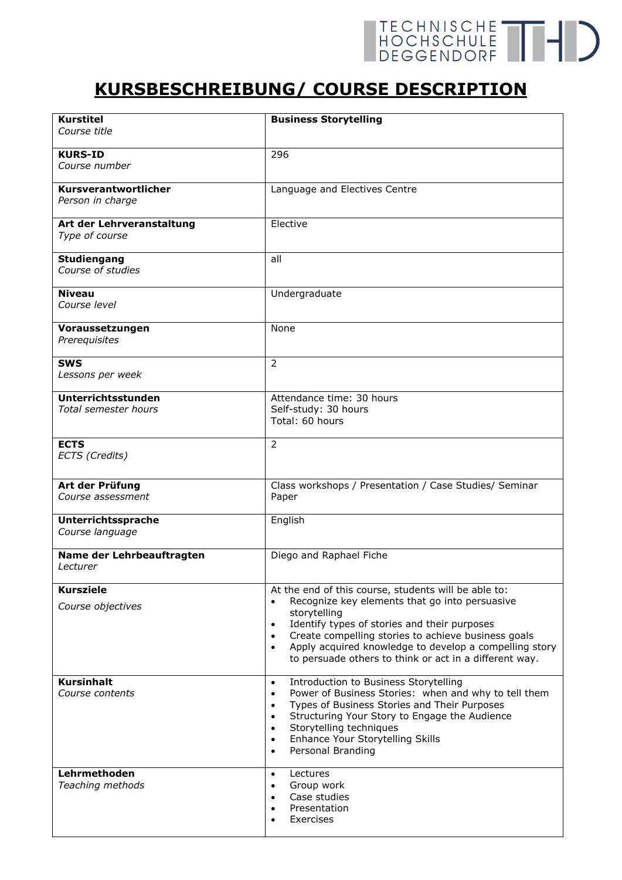# KURSBESCHREIBUNG/ COURSE DESCRIPTION

| | |
|---|---|
| **Kurstitel**<br>*Course title* | **Business Storytelling** |
| **KURS-ID**<br>*Course number* | 296 |
| **Kursverantwortlicher**<br>*Person in charge* | Language and Electives Centre |
| **Art der Lehrveranstaltung**<br>*Type of course* | Elective |
| **Studiengang**<br>*Course of studies* | all |
| **Niveau**<br>*Course level* | Undergraduate |
| **Voraussetzungen**<br>*Prerequisites* | None |
| **SWS**<br>*Lessons per week* | 2 |
| **Unterrichtsstunden**<br>*Total semester hours* | Attendance time: 30 hours<br>Self-study: 30 hours<br>Total: 60 hours |
| **ECTS**<br>*ECTS (Credits)* | 2 |
| **Art der Prüfung**<br>*Course assessment* | Class workshops / Presentation / Case Studies/ Seminar Paper |
| **Unterrichtssprache**<br>*Course language* | English |
| **Name der Lehrbeauftragten**<br>*Lecturer* | Diego and Raphael Fiche |
| **Kursziele**<br>*Course objectives* | At the end of this course, students will be able to:<br>• Recognize key elements that go into persuasive storytelling<br>• Identify types of stories and their purposes<br>• Create compelling stories to achieve business goals<br>• Apply acquired knowledge to develop a compelling story to persuade others to think or act in a different way. |
| **Kursinhalt**<br>*Course contents* | • Introduction to Business Storytelling<br>• Power of Business Stories: when and why to tell them<br>• Types of Business Stories and Their Purposes<br>• Structuring Your Story to Engage the Audience<br>• Storytelling techniques<br>• Enhance Your Storytelling Skills<br>• Personal Branding |
| **Lehrmethoden**<br>*Teaching methods* | • Lectures<br>• Group work<br>• Case studies<br>• Presentation<br>• Exercises |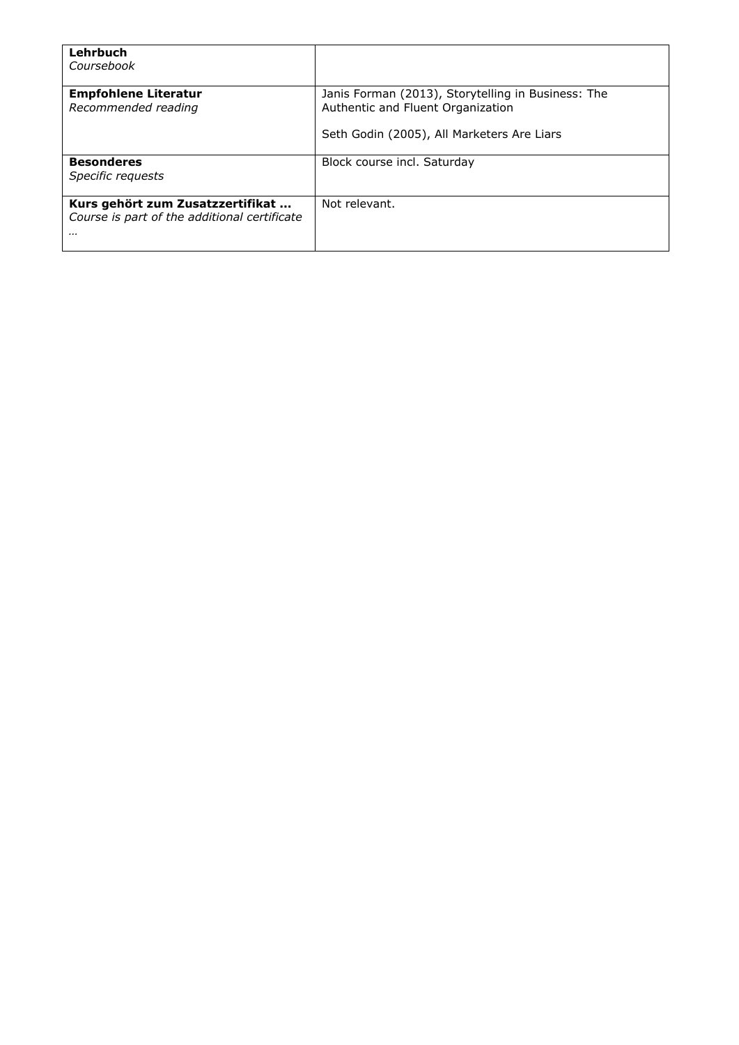| | |
|---|---|
| **Lehrbuch**<br>*Coursebook* | |
| **Empfohlene Literatur**<br>*Recommended reading* | Janis Forman (2013), Storytelling in Business: The Authentic and Fluent Organization<br><br>Seth Godin (2005), All Marketers Are Liars |
| **Besonderes**<br>*Specific requests* | Block course incl. Saturday |
| **Kurs gehört zum Zusatzzertifikat ...**<br>*Course is part of the additional certificate ...* | Not relevant. |